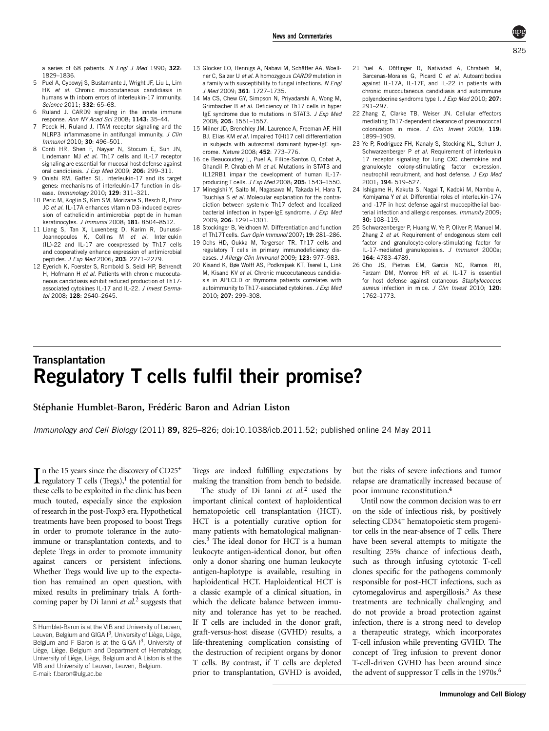a series of 68 patients. *N Engl J Med* 1990; **322**: 1829–1836.

5 Puel A, Cypowyj S, Bustamante J, Wright JF, Liu L, Lim HK *et al*. Chronic mucocutaneous candidiasis in humans with inborn errors of interleukin-17 immunity. *Science* 2011; **332**: 65–68.

6 Ruland J. CARD9 signaling in the innate immune response. *Ann NY Acad Sci* 2008; **1143**: 35–44.

7 Poeck H, Ruland J. ITAM receptor signaling and the NLRP3 inflammasome in antifungal immunity. *J Clin Immunol* 2010; **30**: 496–501.

8 Conti HR, Shen F, Nayyar N, Stocum E, Sun JN, Lindemann MJ *et al*. Th17 cells and IL-17 receptor signaling are essential for mucosal host defense against oral candidiasis. *J Exp Med* 2009; **206**: 299–311.

9 Onishi RM, Gaffen SL. Interleukin-17 and its target genes: mechanisms of interleukin-17 function in disease. *Immunology* 2010; **129**: 311–321.

10 Peric M, Koglin S, Kim SM, Morizane S, Besch R, Prinz JC *et al*. IL-17A enhances vitamin D3-induced expression of cathelicidin antimicrobial peptide in human keratinocytes. *J Immunol* 2008; **181**: 8504–8512.

11 Liang S, Tan X, Luxenberg D, Karim R, Dunussi-Joannopoulos K, Collins M *et al*. Interleukin (IL)-22 and IL-17 are coexpressed by Th17 cells and cooperatively enhance expression of antimicrobial peptides. *J Exp Med* 2006; **203**: 2271–2279.

12 Eyerich K, Foerster S, Rombold S, Seidl HP, Behrendt H, Hofmann H *et al*. Patients with chronic mucocutaneous candidiasis exhibit reduced production of Th17-associated cytokines IL-17 and IL-22. *J Invest Dermatol* 2008; **128**: 2640–2645.

13 Glocker EO, Hennigs A, Nabavi M, Schäffer AA, Woellner C, Salzer U *et al*. A homozygous *CARD9* mutation in a family with susceptibility to fungal infections. *N Engl J Med* 2009; **361**: 1727–1735.

14 Ma CS, Chew GY, Simpson N, Priyadarshi A, Wong M, Grimbacher B *et al*. Deficiency of Th17 cells in hyper IgE syndrome due to mutations in STAT3. *J Exp Med* 2008; **205**: 1551–1557.

15 Milner JD, Brenchley JM, Laurence A, Freeman AF, Hill BJ, Elias KM *et al*. Impaired T(H)17 cell differentiation in subjects with autosomal dominant hyper-IgE syndrome. *Nature* 2008; **452**: 773–776.

16 de Beaucoudrey L, Puel A, Filipe-Santos O, Cobat A, Ghandil P, Chrabieh M *et al*. Mutations in STAT3 and IL12RB1 impair the development of human IL-17-producing T cells. *J Exp Med* 2008; **205**: 1543–1550.

17 Minegishi Y, Saito M, Nagasawa M, Takada H, Hara T, Tsuchiya S *et al*. Molecular explanation for the contradiction between systemic Th17 defect and localized bacterial infection in hyper-IgE syndrome. *J Exp Med* 2009; **206**: 1291–1301.

18 Stockinger B, Veldhoen M. Differentiation and function of Th17 T cells. *Curr Opin Immunol* 2007; **19**: 281–286.

19 Ochs HD, Oukka M, Torgerson TR. Th17 cells and regulatory T cells in primary immunodeficiency diseases. *J Allergy Clin Immunol* 2009; **123**: 977–983.

20 Kisand K, Bøe Wolff AS, Podkrajsek KT, Tserel L, Link M, Kisand KV *et al*. Chronic mucocutaneous candidiasis in APECED or thymoma patients correlates with autoimmunity to Th17-associated cytokines. *J Exp Med* 2010; **207**: 299–308.

21 Puel A, Döffinger R, Natividad A, Chrabieh M, Barcenas-Morales G, Picard C *et al*. Autoantibodies against IL-17A, IL-17F, and IL-22 in patients with chronic mucocutaneous candidiasis and autoimmune polyendocrine syndrome type I. *J Exp Med* 2010; **207**: 291–297.

22 Zhang Z, Clarke TB, Weiser JN. Cellular effectors mediating Th17-dependent clearance of pneumococcal colonization in mice. *J Clin Invest* 2009; **119**: 1899–1909.

23 Ye P, Rodriguez FH, Kanaly S, Stocking KL, Schurr J, Schwarzenberger P *et al*. Requirement of interleukin 17 receptor signaling for lung CXC chemokine and granulocyte colony-stimulating factor expression, neutrophil recruitment, and host defense. *J Exp Med* 2001; **194**: 519–527.

24 Ishigame H, Kakuta S, Nagai T, Kadoki M, Nambu A, Komiyama Y *et al*. Differential roles of interleukin-17A and -17F in host defense against mucoepithelial bacterial infection and allergic responses. *Immunity* 2009; **30**: 108–119.

25 Schwarzenberger P, Huang W, Ye P, Oliver P, Manuel M, Zhang Z *et al*. Requirement of endogenous stem cell factor and granulocyte-colony-stimulating factor for IL-17-mediated granulopoiesis. *J Immunol* 2000a; **164**: 4783–4789.

26 Cho JS, Pietras EM, Garcia NC, Ramos RI, Farzam DM, Monroe HR *et al*. IL-17 is essential for host defense against cutaneous *Staphylococcus aureus* infection in mice. *J Clin Invest* 2010; **120**: 1762–1773.

## Transplantation

# Regulatory T cells fulfil their promise?

**Stéphanie Humblet-Baron, Frédéric Baron and Adrian Liston**

*Immunology and Cell Biology* (2011) **89,** 825–826; doi:10.1038/icb.2011.52; published online 24 May 2011

In the 15 years since the discovery of $CD25^+$ regulatory T cells (Tregs),[1] the potential for these cells to be exploited in the clinic has been much touted, especially since the explosion of research in the post-Foxp3 era. Hypothetical treatments have been proposed to boost Tregs in order to promote tolerance in the autoimmune or transplantation contexts, and to deplete Tregs in order to promote immunity against cancers or persistent infections. Whether Tregs would live up to the expectation has remained an open question, with mixed results in preliminary trials. A forthcoming paper by Di Ianni *et al*.[2] suggests that Tregs are indeed fulfilling expectations by making the transition from bench to bedside.

The study of Di Ianni *et al*.[2] used the important clinical context of haploidentical hematopoietic cell transplantation (HCT). HCT is a potentially curative option for many patients with hematological malignancies.[3] The ideal donor for HCT is a human leukocyte antigen-identical donor, but often only a donor sharing one human leukocyte antigen-haplotype is available, resulting in haploidentical HCT. Haploidentical HCT is a classic example of a clinical situation, in which the delicate balance between immunity and tolerance has yet to be reached. If T cells are included in the donor graft, graft-versus-host disease (GVHD) results, a life-threatening complication consisting of the destruction of recipient organs by donor T cells. By contrast, if T cells are depleted prior to transplantation, GVHD is avoided, but the risks of severe infections and tumor relapse are dramatically increased because of poor immune reconstitution.[4]

Until now the common decision was to err on the side of infectious risk, by positively selecting $CD34^+$ hematopoietic stem progenitor cells in the near-absence of T cells. There have been several attempts to mitigate the resulting 25% chance of infectious death, such as through infusing cytotoxic T-cell clones specific for the pathogens commonly responsible for post-HCT infections, such as cytomegalovirus and aspergillosis.[5] As these treatments are technically challenging and do not provide a broad protection against infection, there is a strong need to develop a therapeutic strategy, which incorporates T-cell infusion while preventing GVHD. The concept of Treg infusion to prevent donor T-cell-driven GVHD has been around since the advent of suppressor T cells in the 1970s.[6]

S Humblet-Baron is at the VIB and University of Leuven, Leuven, Belgium and GIGA I[3], University of Liège, Liège, Belgium and F Baron is at the GIGA I[3], University of Liège, Liège, Belgium and Department of Hematology, University of Liège, Liège, Belgium and A Liston is at the VIB and University of Leuven, Leuven, Belgium.
E-mail: f.baron@ulg.ac.be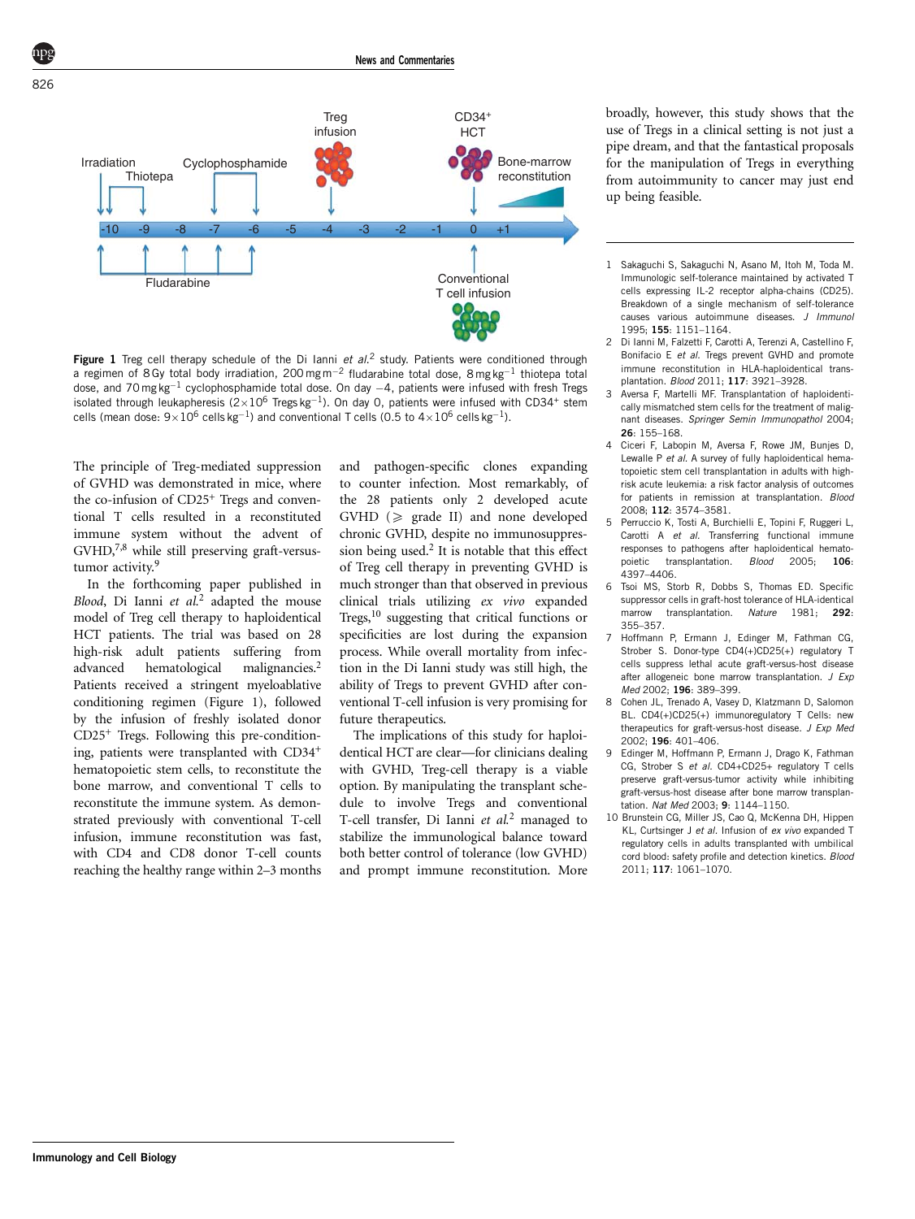Treg infusion

CD34+ HCT

Irradiation

Thiotepa

Cyclophosphamide

Bone-marrow reconstitution

-10 -9 -8 -7 -6 -5 -4 -3 -2 -1 0 +1

Fludarabine

Conventional T cell infusion

**Figure 1** Treg cell therapy schedule of the Di Ianni *et al.*[2] study. Patients were conditioned through a regimen of 8 Gy total body irradiation, 200 mg m$^{-2}$ fludarabine total dose, 8 mg kg$^{-1}$ thiotepa total dose, and 70 mg kg$^{-1}$ cyclophosphamide total dose. On day −4, patients were infused with fresh Tregs isolated through leukapheresis ($2\times10^6$ Tregs kg$^{-1}$). On day 0, patients were infused with CD34$^+$ stem cells (mean dose: $9\times10^6$ cells kg$^{-1}$) and conventional T cells (0.5 to $4\times10^6$ cells kg$^{-1}$).

The principle of Treg-mediated suppression of GVHD was demonstrated in mice, where the co-infusion of CD25$^+$ Tregs and conventional T cells resulted in a reconstituted immune system without the advent of GVHD,[7,8] while still preserving graft-versus-tumor activity.[9]

In the forthcoming paper published in *Blood*, Di Ianni *et al.*[2] adapted the mouse model of Treg cell therapy to haploidentical HCT patients. The trial was based on 28 high-risk adult patients suffering from advanced hematological malignancies.[2] Patients received a stringent myeloablative conditioning regimen (Figure 1), followed by the infusion of freshly isolated donor CD25$^+$ Tregs. Following this pre-conditioning, patients were transplanted with CD34$^+$ hematopoietic stem cells, to reconstitute the bone marrow, and conventional T cells to reconstitute the immune system. As demonstrated previously with conventional T-cell infusion, immune reconstitution was fast, with CD4 and CD8 donor T-cell counts reaching the healthy range within 2–3 months and pathogen-specific clones expanding to counter infection. Most remarkably, of the 28 patients only 2 developed acute GVHD ($\geqslant$ grade II) and none developed chronic GVHD, despite no immunosuppression being used.[2] It is notable that this effect of Treg cell therapy in preventing GVHD is much stronger than that observed in previous clinical trials utilizing *ex vivo* expanded Tregs,[10] suggesting that critical functions or specificities are lost during the expansion process. While overall mortality from infection in the Di Ianni study was still high, the ability of Tregs to prevent GVHD after conventional T-cell infusion is very promising for future therapeutics.

The implications of this study for haploidentical HCT are clear—for clinicians dealing with GVHD, Treg-cell therapy is a viable option. By manipulating the transplant schedule to involve Tregs and conventional T-cell transfer, Di Ianni *et al.*[2] managed to stabilize the immunological balance toward both better control of tolerance (low GVHD) and prompt immune reconstitution. More broadly, however, this study shows that the use of Tregs in a clinical setting is not just a pipe dream, and that the fantastical proposals for the manipulation of Tregs in everything from autoimmunity to cancer may just end up being feasible.

1. Sakaguchi S, Sakaguchi N, Asano M, Itoh M, Toda M. Immunologic self-tolerance maintained by activated T cells expressing IL-2 receptor alpha-chains (CD25). Breakdown of a single mechanism of self-tolerance causes various autoimmune diseases. *J Immunol* 1995; **155**: 1151–1164.
2. Di Ianni M, Falzetti F, Carotti A, Terenzi A, Castellino F, Bonifacio E *et al.* Tregs prevent GVHD and promote immune reconstitution in HLA-haploidentical transplantation. *Blood* 2011; **117**: 3921–3928.
3. Aversa F, Martelli MF. Transplantation of haploidentically mismatched stem cells for the treatment of malignant diseases. *Springer Semin Immunopathol* 2004; **26**: 155–168.
4. Ciceri F, Labopin M, Aversa F, Rowe JM, Bunjes D, Lewalle P *et al.* A survey of fully haploidentical hematopoietic stem cell transplantation in adults with high-risk acute leukemia: a risk factor analysis of outcomes for patients in remission at transplantation. *Blood* 2008; **112**: 3574–3581.
5. Perruccio K, Tosti A, Burchielli E, Topini F, Ruggeri L, Carotti A *et al.* Transferring functional immune responses to pathogens after haploidentical hematopoietic transplantation. *Blood* 2005; **106**: 4397–4406.
6. Tsoi MS, Storb R, Dobbs S, Thomas ED. Specific suppressor cells in graft-host tolerance of HLA-identical marrow transplantation. *Nature* 1981; **292**: 355–357.
7. Hoffmann P, Ermann J, Edinger M, Fathman CG, Strober S. Donor-type CD4(+)CD25(+) regulatory T cells suppress lethal acute graft-versus-host disease after allogeneic bone marrow transplantation. *J Exp Med* 2002; **196**: 389–399.
8. Cohen JL, Trenado A, Vasey D, Klatzmann D, Salomon BL. CD4(+)CD25(+) immunoregulatory T Cells: new therapeutics for graft-versus-host disease. *J Exp Med* 2002; **196**: 401–406.
9. Edinger M, Hoffmann P, Ermann J, Drago K, Fathman CG, Strober S *et al.* CD4+CD25+ regulatory T cells preserve graft-versus-tumor activity while inhibiting graft-versus-host disease after bone marrow transplantation. *Nat Med* 2003; **9**: 1144–1150.
10. Brunstein CG, Miller JS, Cao Q, McKenna DH, Hippen KL, Curtsinger J *et al.* Infusion of *ex vivo* expanded T regulatory cells in adults transplanted with umbilical cord blood: safety profile and detection kinetics. *Blood* 2011; **117**: 1061–1070.